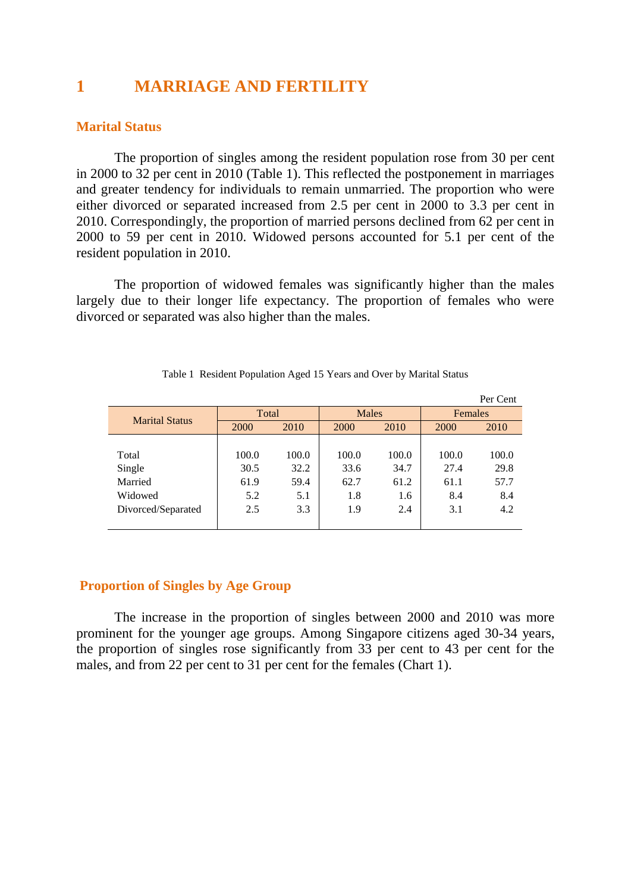# 1 MARRIAGE AND FERTILITY

## Marital Status

The proportion of singles among the resident population rose from 30 per cent in 2000 to 32 per cent in 2010 (Table 1). This reflected the postponement in marriages and greater tendency for individuals to remain unmarried. The proportion who were either divorced or separated increased from 2.5 per cent in 2000 to 3.3 per cent in 2010. Correspondingly, the proportion of married persons declined from 62 per cent in 2000 to 59 per cent in 2010. Widowed persons accounted for 5.1 per cent of the resident population in 2010.

The proportion of widowed females was significantly higher than the males largely due to their longer life expectancy. The proportion of females who were divorced or separated was also higher than the males.

Table 1 Resident Population Aged 15 Years and Over by Marital Status

Per Cent

| Marital Status | Total | | Males | | Females | |
|---|---|---|---|---|---|---|
| | 2000 | 2010 | 2000 | 2010 | 2000 | 2010 |
| Total | 100.0 | 100.0 | 100.0 | 100.0 | 100.0 | 100.0 |
| Single | 30.5 | 32.2 | 33.6 | 34.7 | 27.4 | 29.8 |
| Married | 61.9 | 59.4 | 62.7 | 61.2 | 61.1 | 57.7 |
| Widowed | 5.2 | 5.1 | 1.8 | 1.6 | 8.4 | 8.4 |
| Divorced/Separated | 2.5 | 3.3 | 1.9 | 2.4 | 3.1 | 4.2 |

## Proportion of Singles by Age Group

The increase in the proportion of singles between 2000 and 2010 was more prominent for the younger age groups. Among Singapore citizens aged 30-34 years, the proportion of singles rose significantly from 33 per cent to 43 per cent for the males, and from 22 per cent to 31 per cent for the females (Chart 1).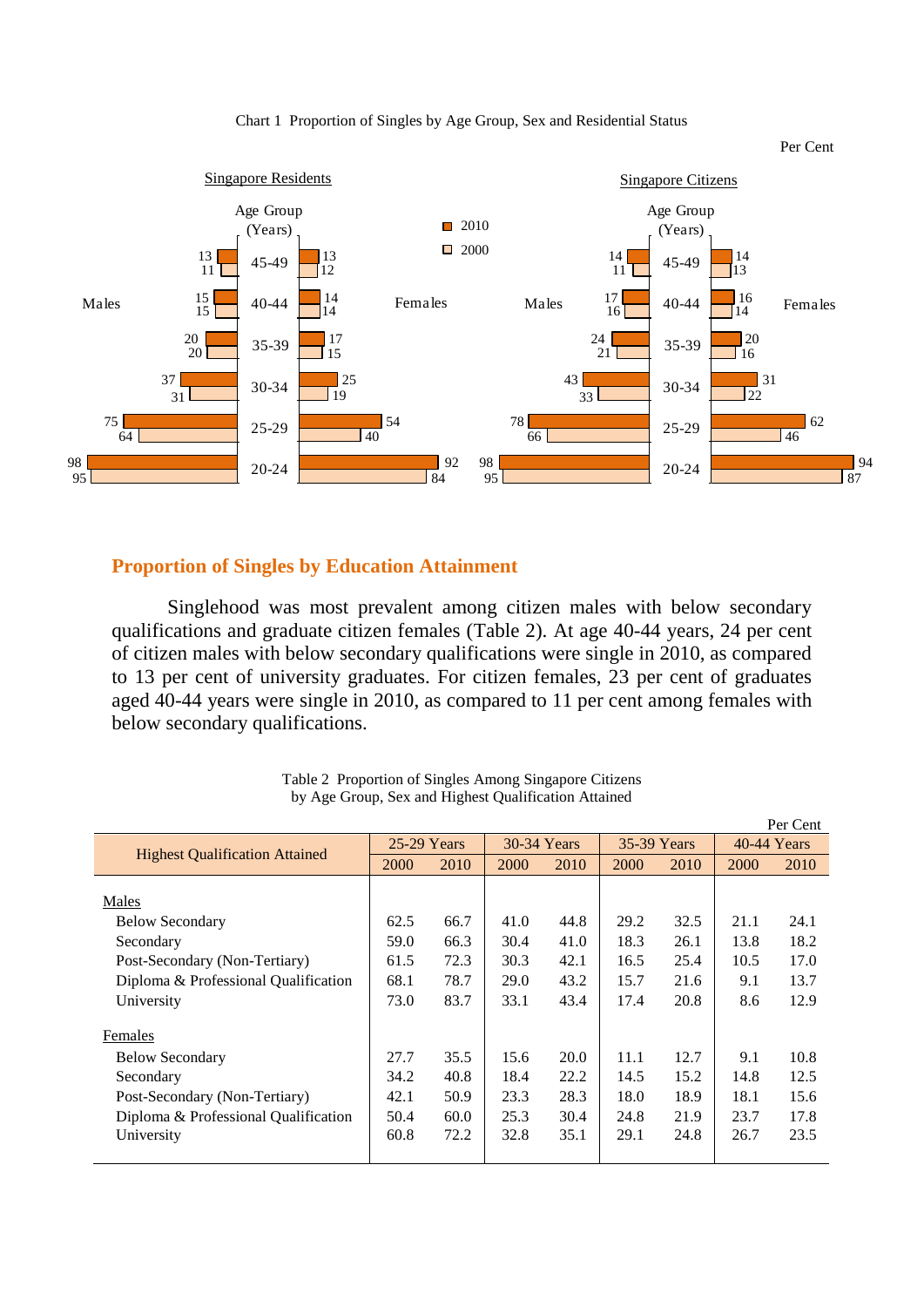Chart 1 Proportion of Singles by Age Group, Sex and Residential Status

Per Cent

| Age Group (Years) | Singapore Residents – Males 2010 | Singapore Residents – Males 2000 | Singapore Residents – Females 2010 | Singapore Residents – Females 2000 | Singapore Citizens – Males 2010 | Singapore Citizens – Males 2000 | Singapore Citizens – Females 2010 | Singapore Citizens – Females 2000 |
|---|---|---|---|---|---|---|---|---|
| 45-49 | 13 | 11 | 13 | 12 | 14 | 11 | 14 | 13 |
| 40-44 | 15 | 15 | 14 | 14 | 17 | 16 | 16 | 14 |
| 35-39 | 20 | 20 | 17 | 15 | 24 | 21 | 20 | 16 |
| 30-34 | 37 | 31 | 25 | 19 | 43 | 33 | 31 | 22 |
| 25-29 | 75 | 64 | 54 | 40 | 78 | 66 | 62 | 46 |
| 20-24 | 98 | 95 | 92 | 84 | 98 | 95 | 94 | 87 |

## Proportion of Singles by Education Attainment

Singlehood was most prevalent among citizen males with below secondary qualifications and graduate citizen females (Table 2). At age 40-44 years, 24 per cent of citizen males with below secondary qualifications were single in 2010, as compared to 13 per cent of university graduates. For citizen females, 23 per cent of graduates aged 40-44 years were single in 2010, as compared to 11 per cent among females with below secondary qualifications.

Table 2 Proportion of Singles Among Singapore Citizens by Age Group, Sex and Highest Qualification Attained

Per Cent

| Highest Qualification Attained | 25-29 Years | | 30-34 Years | | 35-39 Years | | 40-44 Years | |
|---|---|---|---|---|---|---|---|---|
| | 2000 | 2010 | 2000 | 2010 | 2000 | 2010 | 2000 | 2010 |
| Males | | | | | | | | |
| Below Secondary | 62.5 | 66.7 | 41.0 | 44.8 | 29.2 | 32.5 | 21.1 | 24.1 |
| Secondary | 59.0 | 66.3 | 30.4 | 41.0 | 18.3 | 26.1 | 13.8 | 18.2 |
| Post-Secondary (Non-Tertiary) | 61.5 | 72.3 | 30.3 | 42.1 | 16.5 | 25.4 | 10.5 | 17.0 |
| Diploma & Professional Qualification | 68.1 | 78.7 | 29.0 | 43.2 | 15.7 | 21.6 | 9.1 | 13.7 |
| University | 73.0 | 83.7 | 33.1 | 43.4 | 17.4 | 20.8 | 8.6 | 12.9 |
| Females | | | | | | | | |
| Below Secondary | 27.7 | 35.5 | 15.6 | 20.0 | 11.1 | 12.7 | 9.1 | 10.8 |
| Secondary | 34.2 | 40.8 | 18.4 | 22.2 | 14.5 | 15.2 | 14.8 | 12.5 |
| Post-Secondary (Non-Tertiary) | 42.1 | 50.9 | 23.3 | 28.3 | 18.0 | 18.9 | 18.1 | 15.6 |
| Diploma & Professional Qualification | 50.4 | 60.0 | 25.3 | 30.4 | 24.8 | 21.9 | 23.7 | 17.8 |
| University | 60.8 | 72.2 | 32.8 | 35.1 | 29.1 | 24.8 | 26.7 | 23.5 |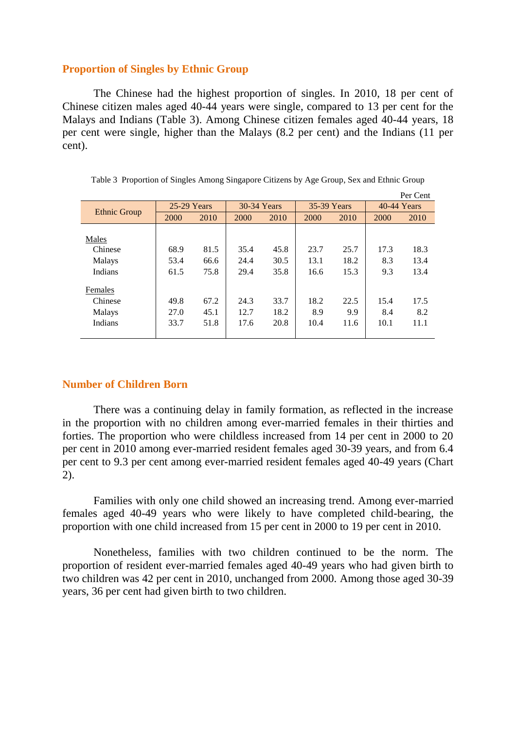## Proportion of Singles by Ethnic Group

The Chinese had the highest proportion of singles. In 2010, 18 per cent of Chinese citizen males aged 40-44 years were single, compared to 13 per cent for the Malays and Indians (Table 3). Among Chinese citizen females aged 40-44 years, 18 per cent were single, higher than the Malays (8.2 per cent) and the Indians (11 per cent).

Table 3 Proportion of Singles Among Singapore Citizens by Age Group, Sex and Ethnic Group

Per Cent

| Ethnic Group | 25-29 Years | | 30-34 Years | | 35-39 Years | | 40-44 Years | |
|---|---|---|---|---|---|---|---|---|
| | 2000 | 2010 | 2000 | 2010 | 2000 | 2010 | 2000 | 2010 |
| Males | | | | | | | | |
| Chinese | 68.9 | 81.5 | 35.4 | 45.8 | 23.7 | 25.7 | 17.3 | 18.3 |
| Malays | 53.4 | 66.6 | 24.4 | 30.5 | 13.1 | 18.2 | 8.3 | 13.4 |
| Indians | 61.5 | 75.8 | 29.4 | 35.8 | 16.6 | 15.3 | 9.3 | 13.4 |
| Females | | | | | | | | |
| Chinese | 49.8 | 67.2 | 24.3 | 33.7 | 18.2 | 22.5 | 15.4 | 17.5 |
| Malays | 27.0 | 45.1 | 12.7 | 18.2 | 8.9 | 9.9 | 8.4 | 8.2 |
| Indians | 33.7 | 51.8 | 17.6 | 20.8 | 10.4 | 11.6 | 10.1 | 11.1 |

## Number of Children Born

There was a continuing delay in family formation, as reflected in the increase in the proportion with no children among ever-married females in their thirties and forties. The proportion who were childless increased from 14 per cent in 2000 to 20 per cent in 2010 among ever-married resident females aged 30-39 years, and from 6.4 per cent to 9.3 per cent among ever-married resident females aged 40-49 years (Chart 2).

Families with only one child showed an increasing trend. Among ever-married females aged 40-49 years who were likely to have completed child-bearing, the proportion with one child increased from 15 per cent in 2000 to 19 per cent in 2010.

Nonetheless, families with two children continued to be the norm. The proportion of resident ever-married females aged 40-49 years who had given birth to two children was 42 per cent in 2010, unchanged from 2000. Among those aged 30-39 years, 36 per cent had given birth to two children.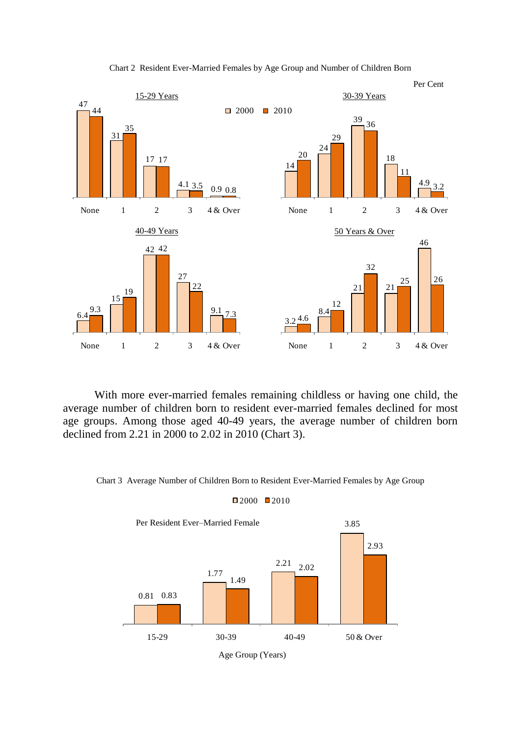Chart 2 Resident Ever-Married Females by Age Group and Number of Children Born

Per Cent

**15-29 Years**

| Number of children born | 2000 | 2010 |
|---|---|---|
| None | 47 | 44 |
| 1 | 31 | 35 |
| 2 | 17 | 17 |
| 3 | 4.1 | 3.5 |
| 4 & Over | 0.9 | 0.8 |

**30-39 Years**

| Number of children born | 2000 | 2010 |
|---|---|---|
| None | 14 | 20 |
| 1 | 24 | 29 |
| 2 | 39 | 36 |
| 3 | 18 | 11 |
| 4 & Over | 4.9 | 3.2 |

**40-49 Years**

| Number of children born | 2000 | 2010 |
|---|---|---|
| None | 6.4 | 9.3 |
| 1 | 15 | 19 |
| 2 | 42 | 42 |
| 3 | 27 | 22 |
| 4 & Over | 9.1 | 7.3 |

**50 Years & Over**

| Number of children born | 2000 | 2010 |
|---|---|---|
| None | 3.2 | 4.6 |
| 1 | 8.4 | 12 |
| 2 | 21 | 32 |
| 3 | 21 | 25 |
| 4 & Over | 46 | 26 |

With more ever-married females remaining childless or having one child, the average number of children born to resident ever-married females declined for most age groups. Among those aged 40-49 years, the average number of children born declined from 2.21 in 2000 to 2.02 in 2010 (Chart 3).

Chart 3 Average Number of Children Born to Resident Ever-Married Females by Age Group

Per Resident Ever–Married Female

| Age Group (Years) | 2000 | 2010 |
|---|---|---|
| 15-29 | 0.81 | 0.83 |
| 30-39 | 1.77 | 1.49 |
| 40-49 | 2.21 | 2.02 |
| 50 & Over | 3.85 | 2.93 |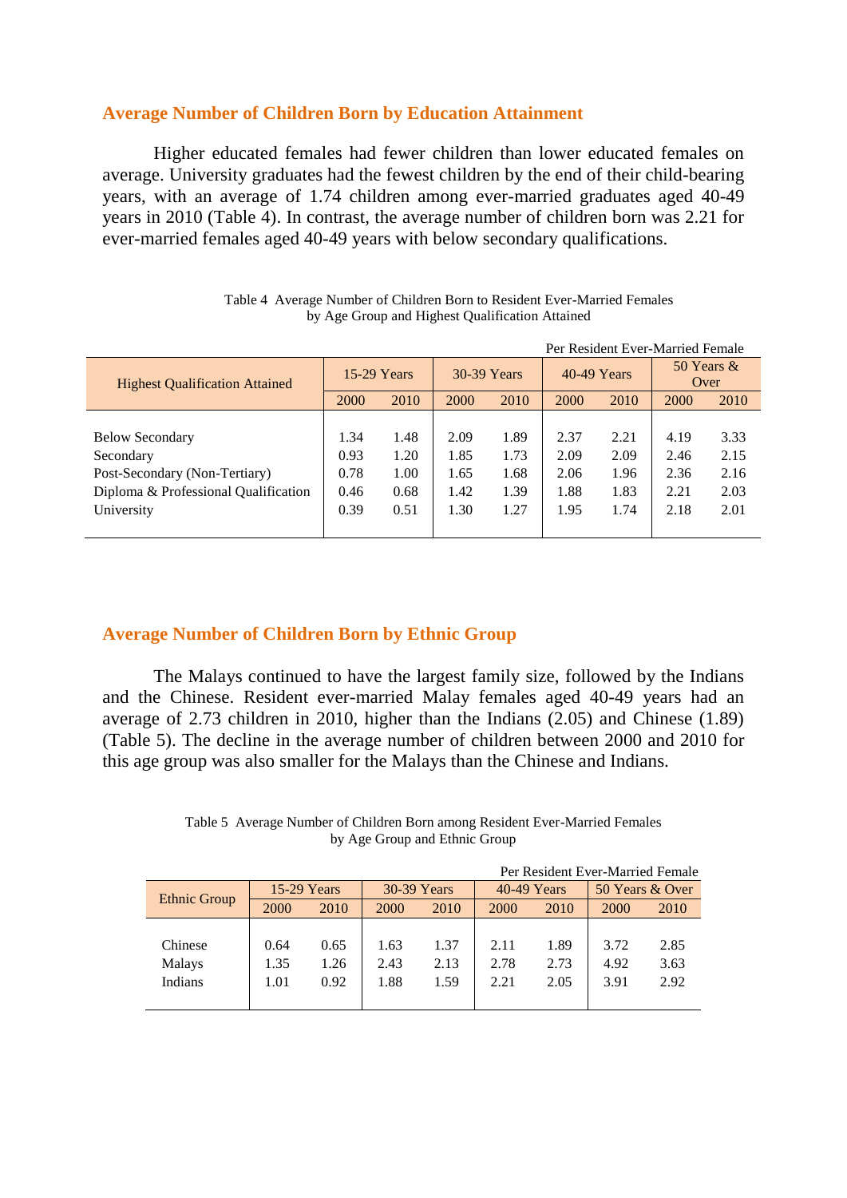## Average Number of Children Born by Education Attainment

Higher educated females had fewer children than lower educated females on average. University graduates had the fewest children by the end of their child-bearing years, with an average of 1.74 children among ever-married graduates aged 40-49 years in 2010 (Table 4). In contrast, the average number of children born was 2.21 for ever-married females aged 40-49 years with below secondary qualifications.

Table 4 Average Number of Children Born to Resident Ever-Married Females by Age Group and Highest Qualification Attained

Per Resident Ever-Married Female

| Highest Qualification Attained | 15-29 Years | | 30-39 Years | | 40-49 Years | | 50 Years & Over | |
|---|---|---|---|---|---|---|---|---|
| | 2000 | 2010 | 2000 | 2010 | 2000 | 2010 | 2000 | 2010 |
| Below Secondary | 1.34 | 1.48 | 2.09 | 1.89 | 2.37 | 2.21 | 4.19 | 3.33 |
| Secondary | 0.93 | 1.20 | 1.85 | 1.73 | 2.09 | 2.09 | 2.46 | 2.15 |
| Post-Secondary (Non-Tertiary) | 0.78 | 1.00 | 1.65 | 1.68 | 2.06 | 1.96 | 2.36 | 2.16 |
| Diploma & Professional Qualification | 0.46 | 0.68 | 1.42 | 1.39 | 1.88 | 1.83 | 2.21 | 2.03 |
| University | 0.39 | 0.51 | 1.30 | 1.27 | 1.95 | 1.74 | 2.18 | 2.01 |

## Average Number of Children Born by Ethnic Group

The Malays continued to have the largest family size, followed by the Indians and the Chinese. Resident ever-married Malay females aged 40-49 years had an average of 2.73 children in 2010, higher than the Indians (2.05) and Chinese (1.89) (Table 5). The decline in the average number of children between 2000 and 2010 for this age group was also smaller for the Malays than the Chinese and Indians.

Table 5 Average Number of Children Born among Resident Ever-Married Females by Age Group and Ethnic Group

Per Resident Ever-Married Female

| Ethnic Group | 15-29 Years | | 30-39 Years | | 40-49 Years | | 50 Years & Over | |
|---|---|---|---|---|---|---|---|---|
| | 2000 | 2010 | 2000 | 2010 | 2000 | 2010 | 2000 | 2010 |
| Chinese | 0.64 | 0.65 | 1.63 | 1.37 | 2.11 | 1.89 | 3.72 | 2.85 |
| Malays | 1.35 | 1.26 | 2.43 | 2.13 | 2.78 | 2.73 | 4.92 | 3.63 |
| Indians | 1.01 | 0.92 | 1.88 | 1.59 | 2.21 | 2.05 | 3.91 | 2.92 |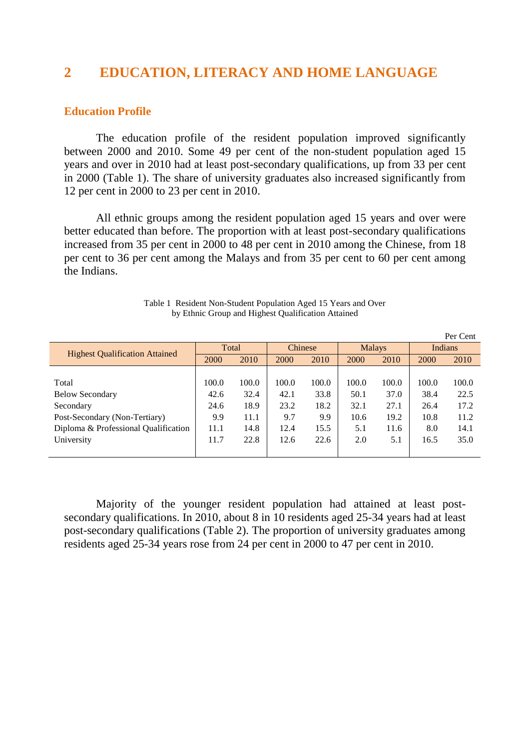## 2 EDUCATION, LITERACY AND HOME LANGUAGE

### Education Profile

The education profile of the resident population improved significantly between 2000 and 2010. Some 49 per cent of the non-student population aged 15 years and over in 2010 had at least post-secondary qualifications, up from 33 per cent in 2000 (Table 1). The share of university graduates also increased significantly from 12 per cent in 2000 to 23 per cent in 2010.

All ethnic groups among the resident population aged 15 years and over were better educated than before. The proportion with at least post-secondary qualifications increased from 35 per cent in 2000 to 48 per cent in 2010 among the Chinese, from 18 per cent to 36 per cent among the Malays and from 35 per cent to 60 per cent among the Indians.

Table 1 Resident Non-Student Population Aged 15 Years and Over by Ethnic Group and Highest Qualification Attained

Per Cent

| Highest Qualification Attained | Total | | Chinese | | Malays | | Indians | |
|---|---|---|---|---|---|---|---|---|
| | 2000 | 2010 | 2000 | 2010 | 2000 | 2010 | 2000 | 2010 |
| Total | 100.0 | 100.0 | 100.0 | 100.0 | 100.0 | 100.0 | 100.0 | 100.0 |
| Below Secondary | 42.6 | 32.4 | 42.1 | 33.8 | 50.1 | 37.0 | 38.4 | 22.5 |
| Secondary | 24.6 | 18.9 | 23.2 | 18.2 | 32.1 | 27.1 | 26.4 | 17.2 |
| Post-Secondary (Non-Tertiary) | 9.9 | 11.1 | 9.7 | 9.9 | 10.6 | 19.2 | 10.8 | 11.2 |
| Diploma & Professional Qualification | 11.1 | 14.8 | 12.4 | 15.5 | 5.1 | 11.6 | 8.0 | 14.1 |
| University | 11.7 | 22.8 | 12.6 | 22.6 | 2.0 | 5.1 | 16.5 | 35.0 |

Majority of the younger resident population had attained at least post-secondary qualifications. In 2010, about 8 in 10 residents aged 25-34 years had at least post-secondary qualifications (Table 2). The proportion of university graduates among residents aged 25-34 years rose from 24 per cent in 2000 to 47 per cent in 2010.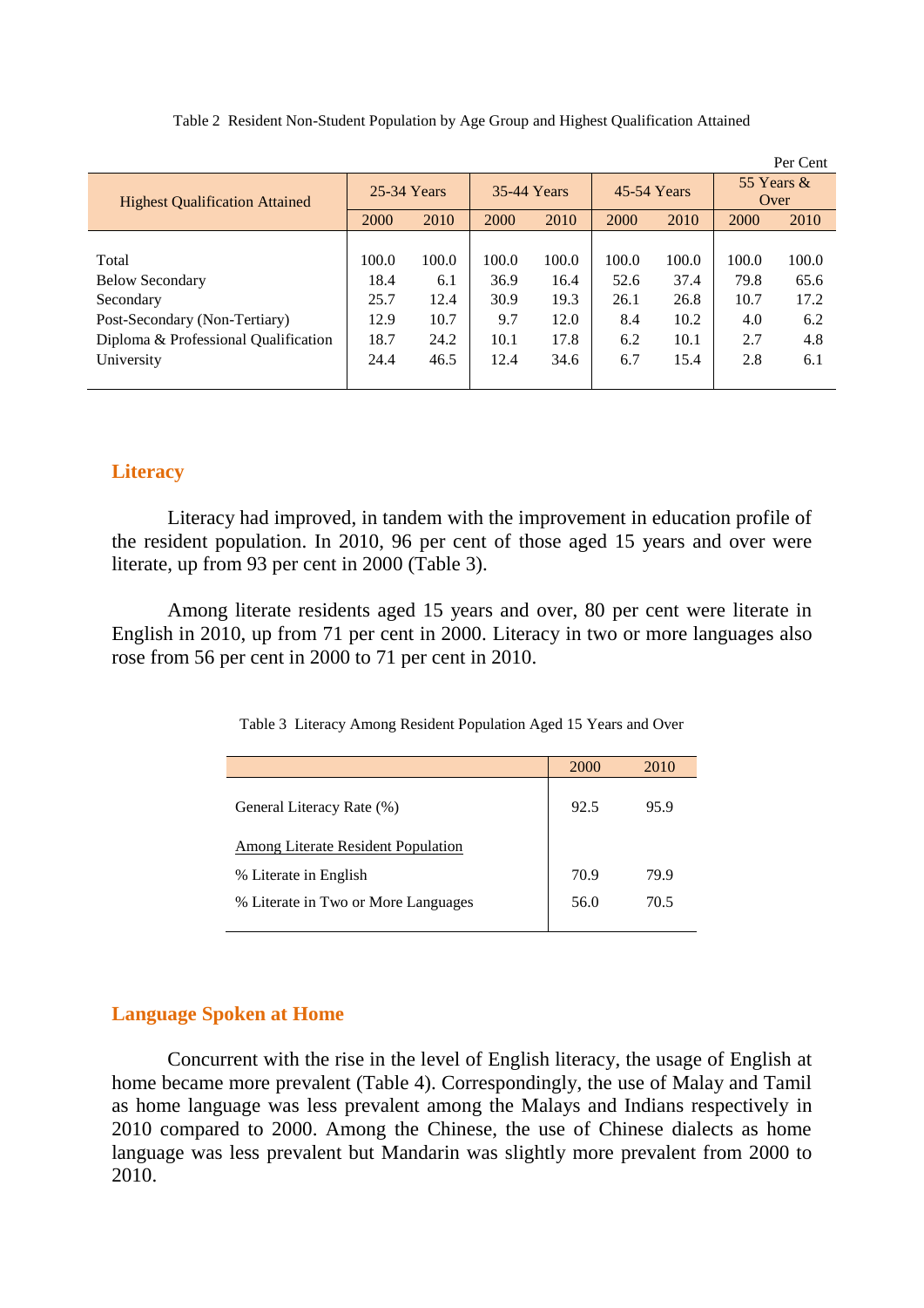Table 2 Resident Non-Student Population by Age Group and Highest Qualification Attained

Per Cent

| Highest Qualification Attained | 25-34 Years | | 35-44 Years | | 45-54 Years | | 55 Years & Over | |
|---|---|---|---|---|---|---|---|---|
| | 2000 | 2010 | 2000 | 2010 | 2000 | 2010 | 2000 | 2010 |
| Total | 100.0 | 100.0 | 100.0 | 100.0 | 100.0 | 100.0 | 100.0 | 100.0 |
| Below Secondary | 18.4 | 6.1 | 36.9 | 16.4 | 52.6 | 37.4 | 79.8 | 65.6 |
| Secondary | 25.7 | 12.4 | 30.9 | 19.3 | 26.1 | 26.8 | 10.7 | 17.2 |
| Post-Secondary (Non-Tertiary) | 12.9 | 10.7 | 9.7 | 12.0 | 8.4 | 10.2 | 4.0 | 6.2 |
| Diploma & Professional Qualification | 18.7 | 24.2 | 10.1 | 17.8 | 6.2 | 10.1 | 2.7 | 4.8 |
| University | 24.4 | 46.5 | 12.4 | 34.6 | 6.7 | 15.4 | 2.8 | 6.1 |

## Literacy

Literacy had improved, in tandem with the improvement in education profile of the resident population. In 2010, 96 per cent of those aged 15 years and over were literate, up from 93 per cent in 2000 (Table 3).

Among literate residents aged 15 years and over, 80 per cent were literate in English in 2010, up from 71 per cent in 2000. Literacy in two or more languages also rose from 56 per cent in 2000 to 71 per cent in 2010.

Table 3 Literacy Among Resident Population Aged 15 Years and Over

| | 2000 | 2010 |
|---|---|---|
| General Literacy Rate (%) | 92.5 | 95.9 |
| Among Literate Resident Population | | |
| % Literate in English | 70.9 | 79.9 |
| % Literate in Two or More Languages | 56.0 | 70.5 |

## Language Spoken at Home

Concurrent with the rise in the level of English literacy, the usage of English at home became more prevalent (Table 4). Correspondingly, the use of Malay and Tamil as home language was less prevalent among the Malays and Indians respectively in 2010 compared to 2000. Among the Chinese, the use of Chinese dialects as home language was less prevalent but Mandarin was slightly more prevalent from 2000 to 2010.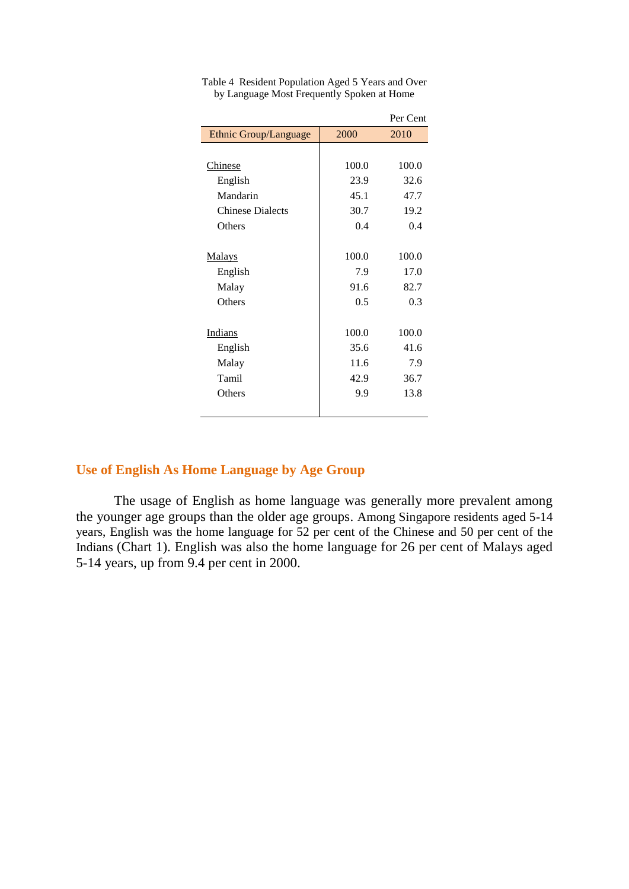Table 4 Resident Population Aged 5 Years and Over by Language Most Frequently Spoken at Home

Per Cent

| Ethnic Group/Language | 2000 | 2010 |
|---|---|---|
| Chinese | 100.0 | 100.0 |
| English | 23.9 | 32.6 |
| Mandarin | 45.1 | 47.7 |
| Chinese Dialects | 30.7 | 19.2 |
| Others | 0.4 | 0.4 |
| Malays | 100.0 | 100.0 |
| English | 7.9 | 17.0 |
| Malay | 91.6 | 82.7 |
| Others | 0.5 | 0.3 |
| Indians | 100.0 | 100.0 |
| English | 35.6 | 41.6 |
| Malay | 11.6 | 7.9 |
| Tamil | 42.9 | 36.7 |
| Others | 9.9 | 13.8 |

## Use of English As Home Language by Age Group

The usage of English as home language was generally more prevalent among the younger age groups than the older age groups. Among Singapore residents aged 5-14 years, English was the home language for 52 per cent of the Chinese and 50 per cent of the Indians (Chart 1). English was also the home language for 26 per cent of Malays aged 5-14 years, up from 9.4 per cent in 2000.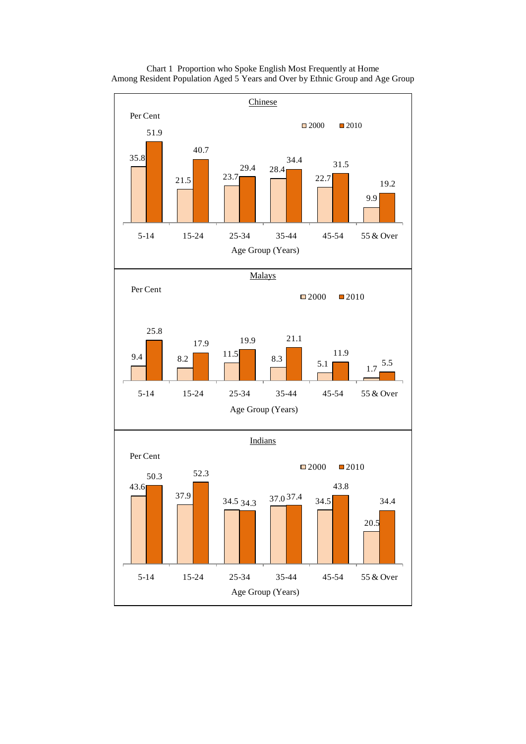Chart 1 Proportion who Spoke English Most Frequently at Home Among Resident Population Aged 5 Years and Over by Ethnic Group and Age Group

**Chinese**

Per Cent

| Age Group (Years) | 2000 | 2010 |
|---|---|---|
| 5-14 | 35.8 | 51.9 |
| 15-24 | 21.5 | 40.7 |
| 25-34 | 23.7 | 29.4 |
| 35-44 | 28.4 | 34.4 |
| 45-54 | 22.7 | 31.5 |
| 55 & Over | 9.9 | 19.2 |

**Malays**

Per Cent

| Age Group (Years) | 2000 | 2010 |
|---|---|---|
| 5-14 | 9.4 | 25.8 |
| 15-24 | 8.2 | 17.9 |
| 25-34 | 11.5 | 19.9 |
| 35-44 | 8.3 | 21.1 |
| 45-54 | 5.1 | 11.9 |
| 55 & Over | 1.7 | 5.5 |

**Indians**

Per Cent

| Age Group (Years) | 2000 | 2010 |
|---|---|---|
| 5-14 | 43.6 | 50.3 |
| 15-24 | 37.9 | 52.3 |
| 25-34 | 34.5 | 34.3 |
| 35-44 | 37.0 | 37.4 |
| 45-54 | 34.5 | 43.8 |
| 55 & Over | 20.5 | 34.4 |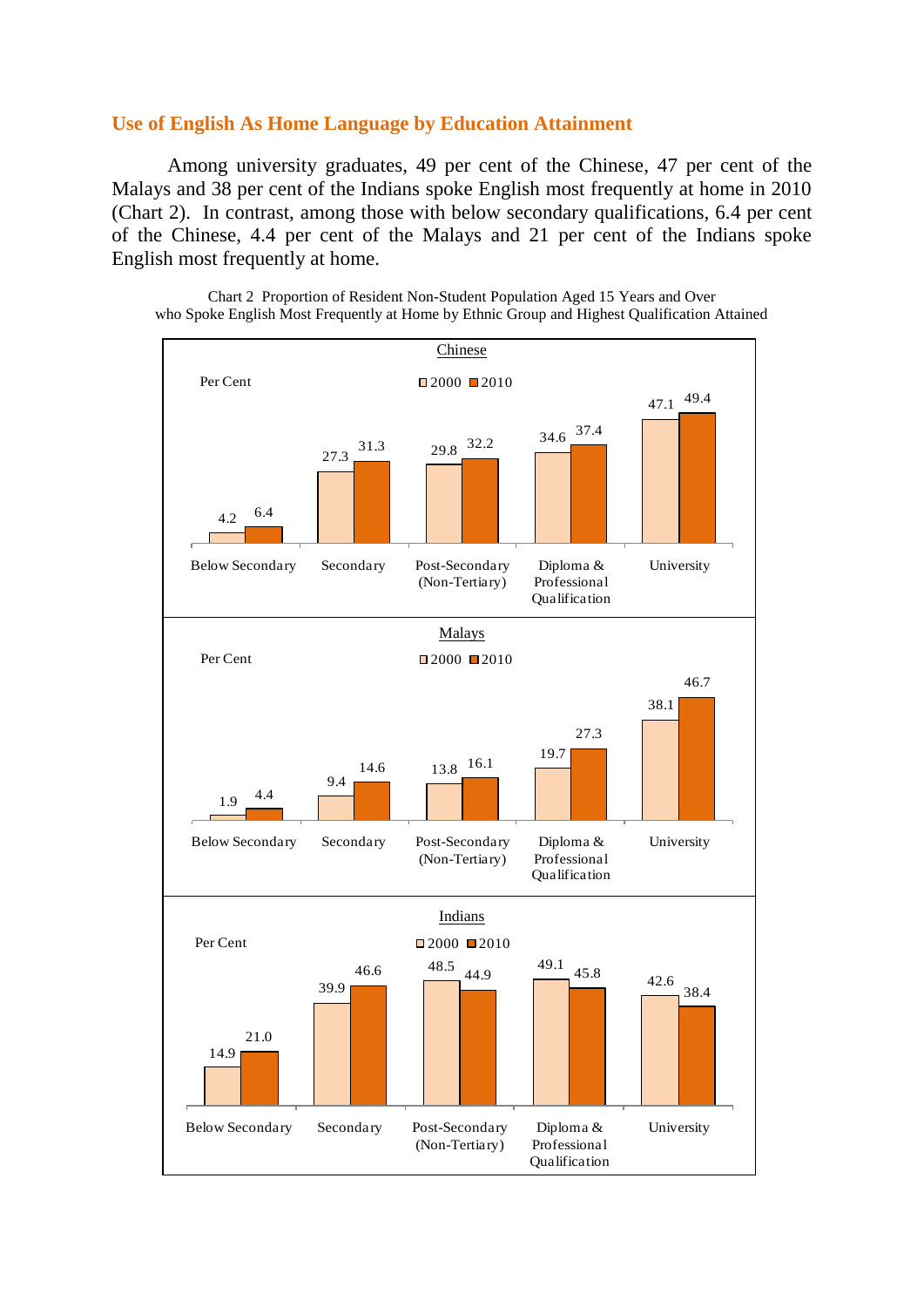## Use of English As Home Language by Education Attainment

Among university graduates, 49 per cent of the Chinese, 47 per cent of the Malays and 38 per cent of the Indians spoke English most frequently at home in 2010 (Chart 2). In contrast, among those with below secondary qualifications, 6.4 per cent of the Chinese, 4.4 per cent of the Malays and 21 per cent of the Indians spoke English most frequently at home.

Chart 2 Proportion of Resident Non-Student Population Aged 15 Years and Over who Spoke English Most Frequently at Home by Ethnic Group and Highest Qualification Attained

**Chinese** (Per Cent)

| | Below Secondary | Secondary | Post-Secondary (Non-Tertiary) | Diploma & Professional Qualification | University |
|---|---|---|---|---|---|
| 2000 | 4.2 | 27.3 | 29.8 | 34.6 | 47.1 |
| 2010 | 6.4 | 31.3 | 32.2 | 37.4 | 49.4 |

**Malays** (Per Cent)

| | Below Secondary | Secondary | Post-Secondary (Non-Tertiary) | Diploma & Professional Qualification | University |
|---|---|---|---|---|---|
| 2000 | 1.9 | 9.4 | 13.8 | 19.7 | 38.1 |
| 2010 | 4.4 | 14.6 | 16.1 | 27.3 | 46.7 |

**Indians** (Per Cent)

| | Below Secondary | Secondary | Post-Secondary (Non-Tertiary) | Diploma & Professional Qualification | University |
|---|---|---|---|---|---|
| 2000 | 14.9 | 39.9 | 48.5 | 49.1 | 42.6 |
| 2010 | 21.0 | 46.6 | 44.9 | 45.8 | 38.4 |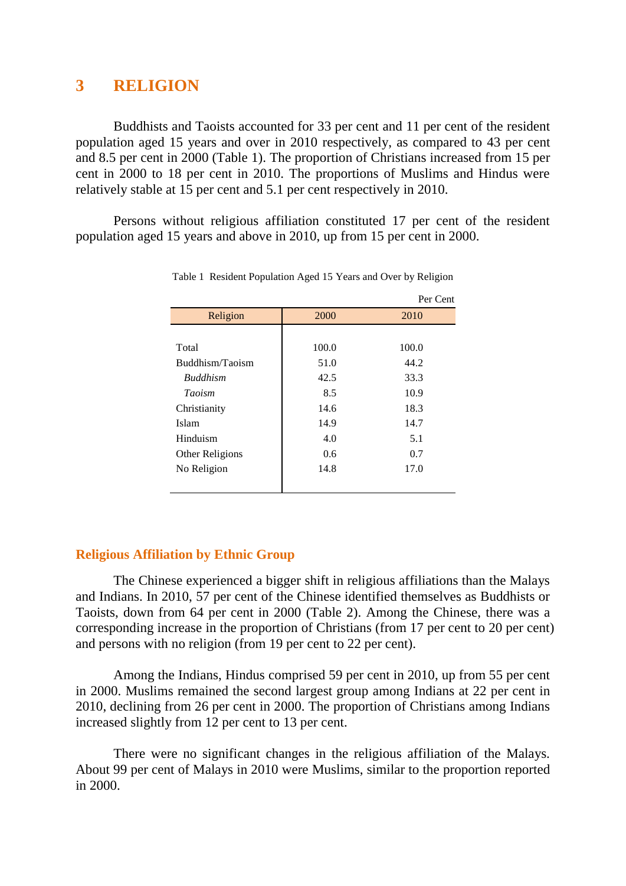## 3 RELIGION

Buddhists and Taoists accounted for 33 per cent and 11 per cent of the resident population aged 15 years and over in 2010 respectively, as compared to 43 per cent and 8.5 per cent in 2000 (Table 1). The proportion of Christians increased from 15 per cent in 2000 to 18 per cent in 2010. The proportions of Muslims and Hindus were relatively stable at 15 per cent and 5.1 per cent respectively in 2010.

Persons without religious affiliation constituted 17 per cent of the resident population aged 15 years and above in 2010, up from 15 per cent in 2000.

Table 1 Resident Population Aged 15 Years and Over by Religion

Per Cent

| Religion | 2000 | 2010 |
|---|---|---|
| Total | 100.0 | 100.0 |
| Buddhism/Taoism | 51.0 | 44.2 |
| *Buddhism* | 42.5 | 33.3 |
| *Taoism* | 8.5 | 10.9 |
| Christianity | 14.6 | 18.3 |
| Islam | 14.9 | 14.7 |
| Hinduism | 4.0 | 5.1 |
| Other Religions | 0.6 | 0.7 |
| No Religion | 14.8 | 17.0 |

### Religious Affiliation by Ethnic Group

The Chinese experienced a bigger shift in religious affiliations than the Malays and Indians. In 2010, 57 per cent of the Chinese identified themselves as Buddhists or Taoists, down from 64 per cent in 2000 (Table 2). Among the Chinese, there was a corresponding increase in the proportion of Christians (from 17 per cent to 20 per cent) and persons with no religion (from 19 per cent to 22 per cent).

Among the Indians, Hindus comprised 59 per cent in 2010, up from 55 per cent in 2000. Muslims remained the second largest group among Indians at 22 per cent in 2010, declining from 26 per cent in 2000. The proportion of Christians among Indians increased slightly from 12 per cent to 13 per cent.

There were no significant changes in the religious affiliation of the Malays. About 99 per cent of Malays in 2010 were Muslims, similar to the proportion reported in 2000.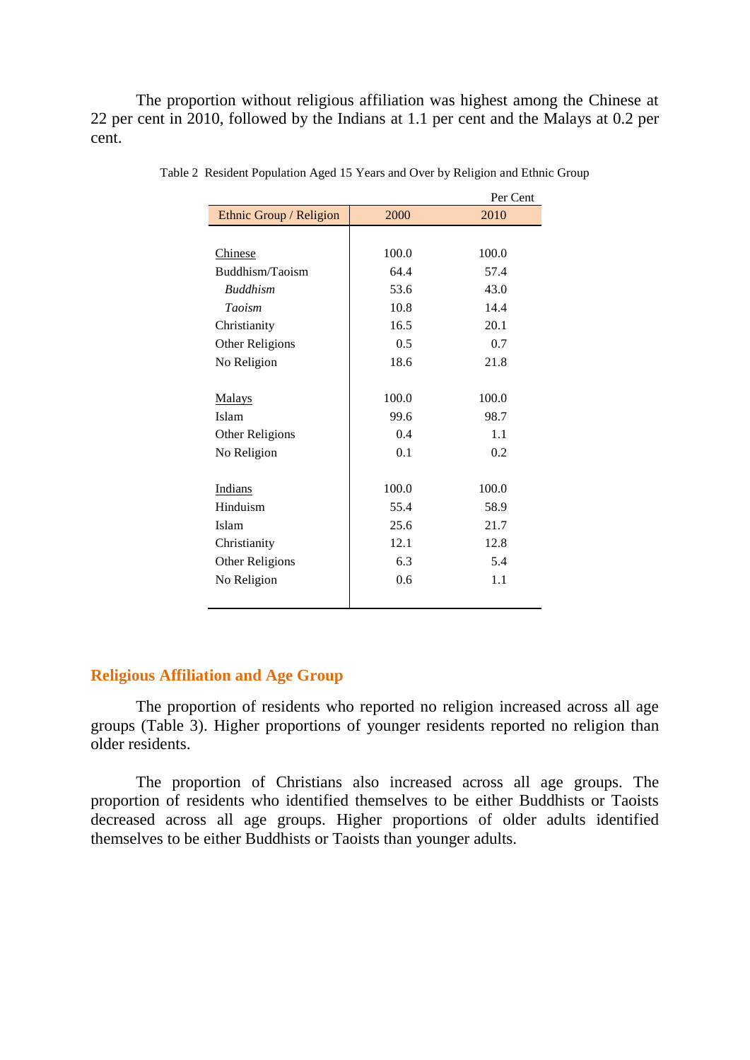The proportion without religious affiliation was highest among the Chinese at 22 per cent in 2010, followed by the Indians at 1.1 per cent and the Malays at 0.2 per cent.

Table 2 Resident Population Aged 15 Years and Over by Religion and Ethnic Group

Per Cent

| Ethnic Group / Religion | 2000 | 2010 |
|---|---|---|
| Chinese | 100.0 | 100.0 |
| Buddhism/Taoism | 64.4 | 57.4 |
| *Buddhism* | 53.6 | 43.0 |
| *Taoism* | 10.8 | 14.4 |
| Christianity | 16.5 | 20.1 |
| Other Religions | 0.5 | 0.7 |
| No Religion | 18.6 | 21.8 |
| Malays | 100.0 | 100.0 |
| Islam | 99.6 | 98.7 |
| Other Religions | 0.4 | 1.1 |
| No Religion | 0.1 | 0.2 |
| Indians | 100.0 | 100.0 |
| Hinduism | 55.4 | 58.9 |
| Islam | 25.6 | 21.7 |
| Christianity | 12.1 | 12.8 |
| Other Religions | 6.3 | 5.4 |
| No Religion | 0.6 | 1.1 |

## Religious Affiliation and Age Group

The proportion of residents who reported no religion increased across all age groups (Table 3). Higher proportions of younger residents reported no religion than older residents.

The proportion of Christians also increased across all age groups. The proportion of residents who identified themselves to be either Buddhists or Taoists decreased across all age groups. Higher proportions of older adults identified themselves to be either Buddhists or Taoists than younger adults.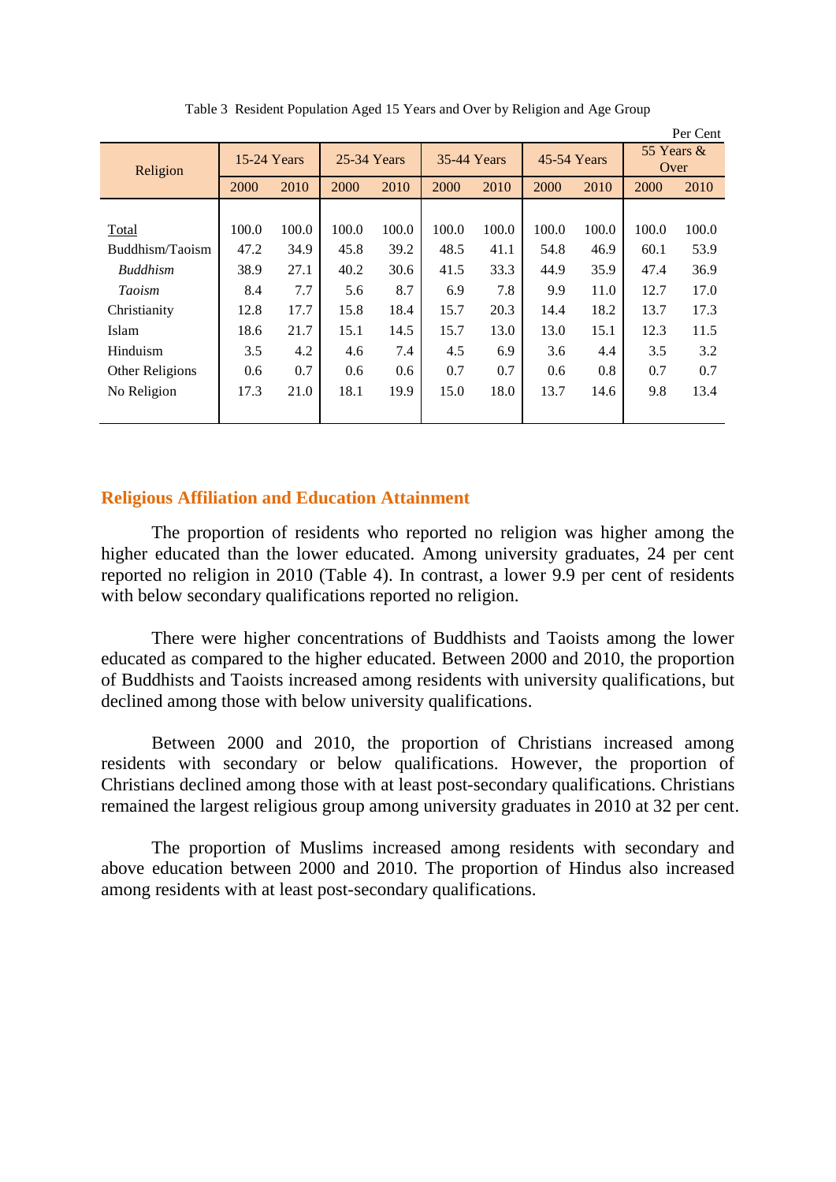Table 3  Resident Population Aged 15 Years and Over by Religion and Age Group

Per Cent

| Religion | 15-24 Years | | 25-34 Years | | 35-44 Years | | 45-54 Years | | 55 Years & Over | |
|---|---|---|---|---|---|---|---|---|---|---|
| | 2000 | 2010 | 2000 | 2010 | 2000 | 2010 | 2000 | 2010 | 2000 | 2010 |
| Total | 100.0 | 100.0 | 100.0 | 100.0 | 100.0 | 100.0 | 100.0 | 100.0 | 100.0 | 100.0 |
| Buddhism/Taoism | 47.2 | 34.9 | 45.8 | 39.2 | 48.5 | 41.1 | 54.8 | 46.9 | 60.1 | 53.9 |
| *Buddhism* | 38.9 | 27.1 | 40.2 | 30.6 | 41.5 | 33.3 | 44.9 | 35.9 | 47.4 | 36.9 |
| *Taoism* | 8.4 | 7.7 | 5.6 | 8.7 | 6.9 | 7.8 | 9.9 | 11.0 | 12.7 | 17.0 |
| Christianity | 12.8 | 17.7 | 15.8 | 18.4 | 15.7 | 20.3 | 14.4 | 18.2 | 13.7 | 17.3 |
| Islam | 18.6 | 21.7 | 15.1 | 14.5 | 15.7 | 13.0 | 13.0 | 15.1 | 12.3 | 11.5 |
| Hinduism | 3.5 | 4.2 | 4.6 | 7.4 | 4.5 | 6.9 | 3.6 | 4.4 | 3.5 | 3.2 |
| Other Religions | 0.6 | 0.7 | 0.6 | 0.6 | 0.7 | 0.7 | 0.6 | 0.8 | 0.7 | 0.7 |
| No Religion | 17.3 | 21.0 | 18.1 | 19.9 | 15.0 | 18.0 | 13.7 | 14.6 | 9.8 | 13.4 |

## Religious Affiliation and Education Attainment

The proportion of residents who reported no religion was higher among the higher educated than the lower educated. Among university graduates, 24 per cent reported no religion in 2010 (Table 4). In contrast, a lower 9.9 per cent of residents with below secondary qualifications reported no religion.

There were higher concentrations of Buddhists and Taoists among the lower educated as compared to the higher educated. Between 2000 and 2010, the proportion of Buddhists and Taoists increased among residents with university qualifications, but declined among those with below university qualifications.

Between 2000 and 2010, the proportion of Christians increased among residents with secondary or below qualifications. However, the proportion of Christians declined among those with at least post-secondary qualifications. Christians remained the largest religious group among university graduates in 2010 at 32 per cent.

The proportion of Muslims increased among residents with secondary and above education between 2000 and 2010. The proportion of Hindus also increased among residents with at least post-secondary qualifications.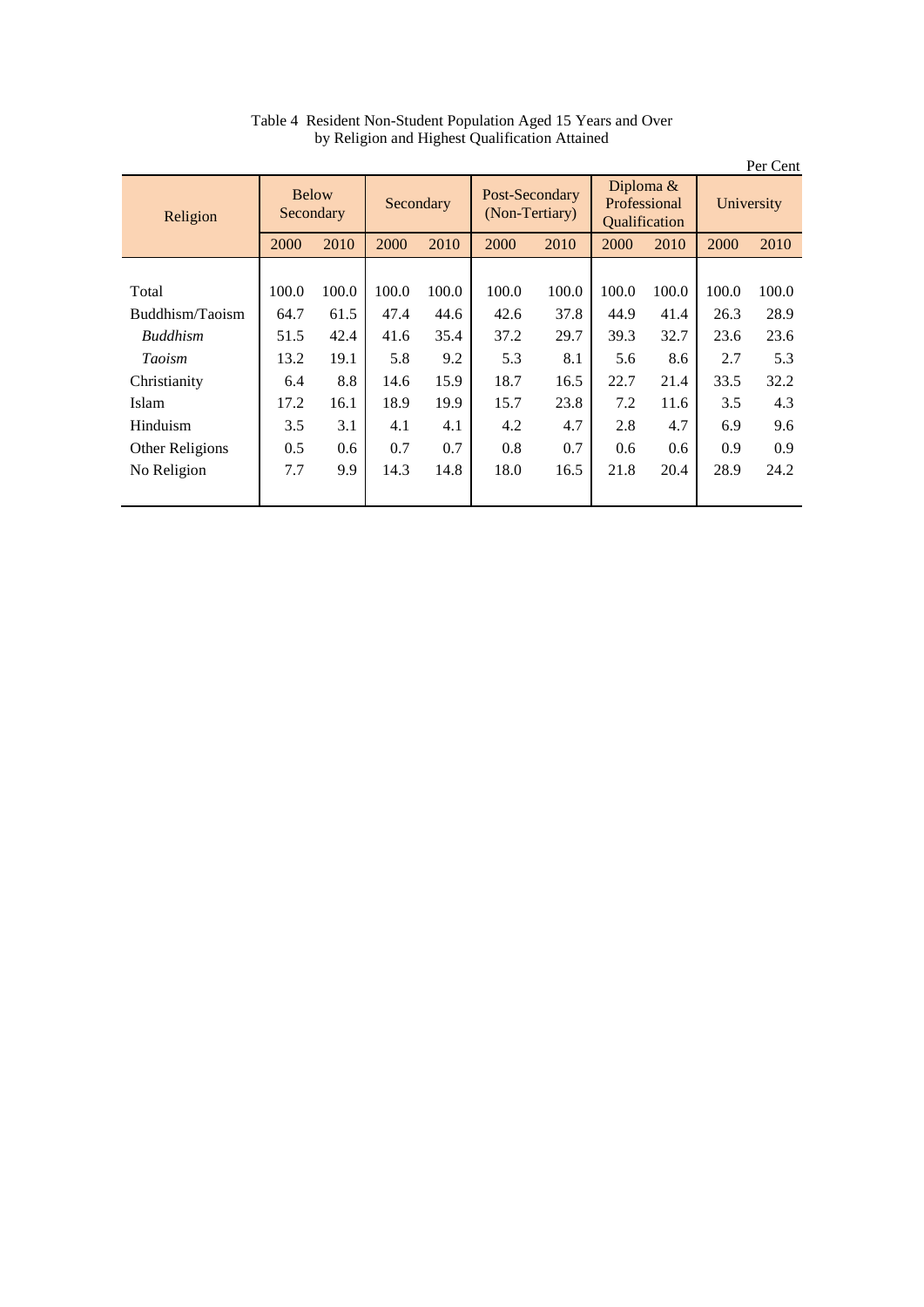Table 4 Resident Non-Student Population Aged 15 Years and Over by Religion and Highest Qualification Attained

Per Cent

| Religion | Below Secondary | | Secondary | | Post-Secondary (Non-Tertiary) | | Diploma & Professional Qualification | | University | |
|---|---|---|---|---|---|---|---|---|---|---|
| | 2000 | 2010 | 2000 | 2010 | 2000 | 2010 | 2000 | 2010 | 2000 | 2010 |
| Total | 100.0 | 100.0 | 100.0 | 100.0 | 100.0 | 100.0 | 100.0 | 100.0 | 100.0 | 100.0 |
| Buddhism/Taoism | 64.7 | 61.5 | 47.4 | 44.6 | 42.6 | 37.8 | 44.9 | 41.4 | 26.3 | 28.9 |
| *Buddhism* | 51.5 | 42.4 | 41.6 | 35.4 | 37.2 | 29.7 | 39.3 | 32.7 | 23.6 | 23.6 |
| *Taoism* | 13.2 | 19.1 | 5.8 | 9.2 | 5.3 | 8.1 | 5.6 | 8.6 | 2.7 | 5.3 |
| Christianity | 6.4 | 8.8 | 14.6 | 15.9 | 18.7 | 16.5 | 22.7 | 21.4 | 33.5 | 32.2 |
| Islam | 17.2 | 16.1 | 18.9 | 19.9 | 15.7 | 23.8 | 7.2 | 11.6 | 3.5 | 4.3 |
| Hinduism | 3.5 | 3.1 | 4.1 | 4.1 | 4.2 | 4.7 | 2.8 | 4.7 | 6.9 | 9.6 |
| Other Religions | 0.5 | 0.6 | 0.7 | 0.7 | 0.8 | 0.7 | 0.6 | 0.6 | 0.9 | 0.9 |
| No Religion | 7.7 | 9.9 | 14.3 | 14.8 | 18.0 | 16.5 | 21.8 | 20.4 | 28.9 | 24.2 |